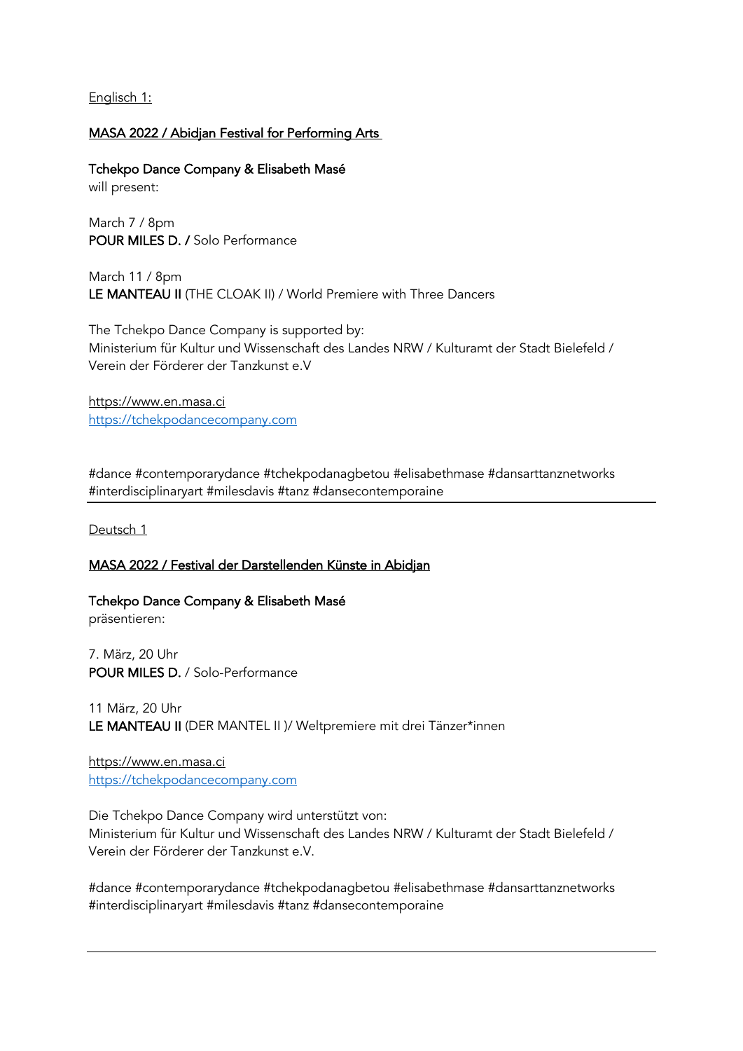Englisch 1:

MASA 2022 / Abidjan Festival for Performing Arts

**Tchekpo Dance Company & Elisabeth Masé**
will present:

March 7 / 8pm
**POUR MILES D. /** Solo Performance

March 11 / 8pm
**LE MANTEAU II** (THE CLOAK II) / World Premiere with Three Dancers

The Tchekpo Dance Company is supported by:
Ministerium für Kultur und Wissenschaft des Landes NRW / Kulturamt der Stadt Bielefeld / Verein der Förderer der Tanzkunst e.V

https://www.en.masa.ci
https://tchekpodancecompany.com

#dance #contemporarydance #tchekpodanagbetou #elisabethmase #dansarttanznetworks #interdisciplinaryart #milesdavis #tanz #dansecontemporaine

---

Deutsch 1

MASA 2022 / Festival der Darstellenden Künste in Abidjan

**Tchekpo Dance Company & Elisabeth Masé**
präsentieren:

7. März, 20 Uhr
**POUR MILES D.** / Solo-Performance

11 März, 20 Uhr
**LE MANTEAU II** (DER MANTEL II )/ Weltpremiere mit drei Tänzer*innen

https://www.en.masa.ci
https://tchekpodancecompany.com

Die Tchekpo Dance Company wird unterstützt von:
Ministerium für Kultur und Wissenschaft des Landes NRW / Kulturamt der Stadt Bielefeld / Verein der Förderer der Tanzkunst e.V.

#dance #contemporarydance #tchekpodanagbetou #elisabethmase #dansarttanznetworks #interdisciplinaryart #milesdavis #tanz #dansecontemporaine

---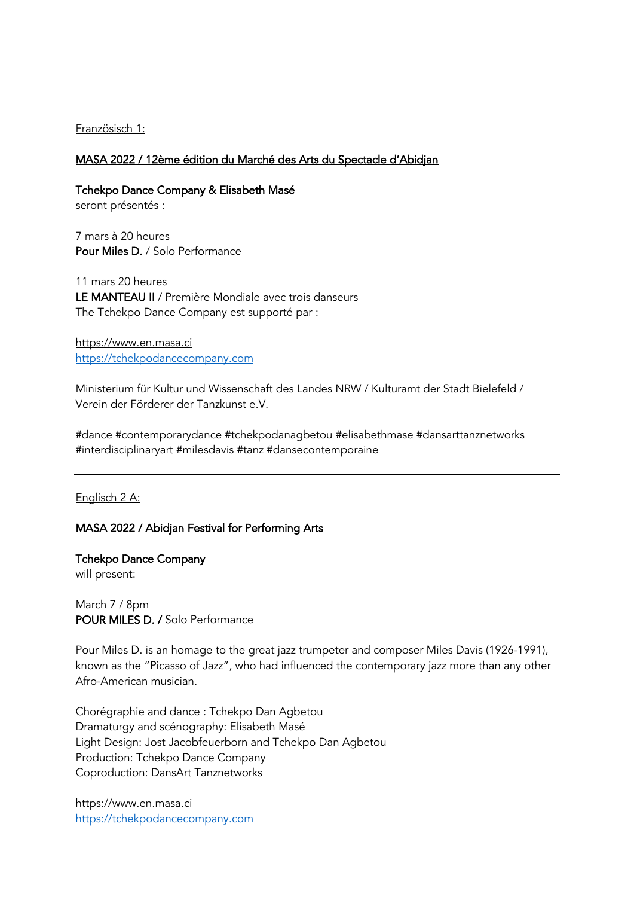Französisch 1:

**MASA 2022 / 12ème édition du Marché des Arts du Spectacle d'Abidjan**

**Tchekpo Dance Company & Elisabeth Masé**
seront présentés :

7 mars à 20 heures
**Pour Miles D.** / Solo Performance

11 mars 20 heures
**LE MANTEAU II** / Première Mondiale avec trois danseurs
The Tchekpo Dance Company est supporté par :

https://www.en.masa.ci
https://tchekpodancecompany.com

Ministerium für Kultur und Wissenschaft des Landes NRW / Kulturamt der Stadt Bielefeld / Verein der Förderer der Tanzkunst e.V.

#dance #contemporarydance #tchekpodanagbetou #elisabethmase #dansarttanznetworks #interdisciplinaryart #milesdavis #tanz #dansecontemporaine

---

Englisch 2 A:

**MASA 2022 / Abidjan Festival for Performing Arts**

**Tchekpo Dance Company**
will present:

March 7 / 8pm
**POUR MILES D. /** Solo Performance

Pour Miles D. is an homage to the great jazz trumpeter and composer Miles Davis (1926-1991), known as the "Picasso of Jazz", who had influenced the contemporary jazz more than any other Afro-American musician.

Chorégraphie and dance : Tchekpo Dan Agbetou
Dramaturgy and scénography: Elisabeth Masé
Light Design: Jost Jacobfeuerborn and Tchekpo Dan Agbetou
Production: Tchekpo Dance Company
Coproduction: DansArt Tanznetworks

https://www.en.masa.ci
https://tchekpodancecompany.com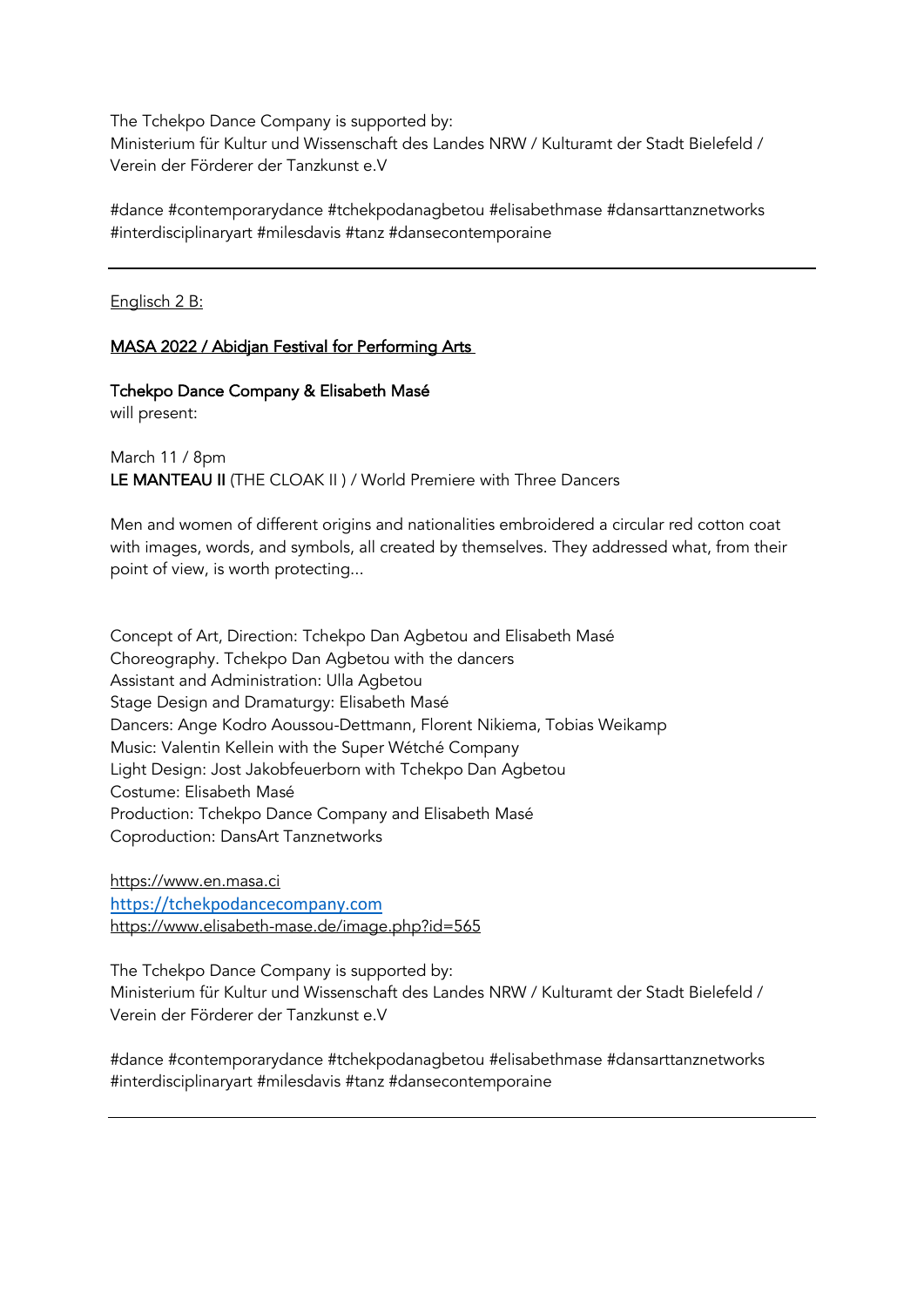The Tchekpo Dance Company is supported by:
Ministerium für Kultur und Wissenschaft des Landes NRW / Kulturamt der Stadt Bielefeld / Verein der Förderer der Tanzkunst e.V

#dance #contemporarydance #tchekpodanagbetou #elisabethmase #dansarttanznetworks #interdisciplinaryart #milesdavis #tanz #dansecontemporaine

---

Englisch 2 B:

**MASA 2022 / Abidjan Festival for Performing Arts**

**Tchekpo Dance Company & Elisabeth Masé**
will present:

March 11 / 8pm
**LE MANTEAU II** (THE CLOAK II ) / World Premiere with Three Dancers

Men and women of different origins and nationalities embroidered a circular red cotton coat with images, words, and symbols, all created by themselves. They addressed what, from their point of view, is worth protecting...

Concept of Art, Direction: Tchekpo Dan Agbetou and Elisabeth Masé
Choreography. Tchekpo Dan Agbetou with the dancers
Assistant and Administration: Ulla Agbetou
Stage Design and Dramaturgy: Elisabeth Masé
Dancers: Ange Kodro Aoussou-Dettmann, Florent Nikiema, Tobias Weikamp
Music: Valentin Kellein with the Super Wétché Company
Light Design: Jost Jakobfeuerborn with Tchekpo Dan Agbetou
Costume: Elisabeth Masé
Production: Tchekpo Dance Company and Elisabeth Masé
Coproduction: DansArt Tanznetworks

https://www.en.masa.ci
https://tchekpodancecompany.com
https://www.elisabeth-mase.de/image.php?id=565

The Tchekpo Dance Company is supported by:
Ministerium für Kultur und Wissenschaft des Landes NRW / Kulturamt der Stadt Bielefeld / Verein der Förderer der Tanzkunst e.V

#dance #contemporarydance #tchekpodanagbetou #elisabethmase #dansarttanznetworks #interdisciplinaryart #milesdavis #tanz #dansecontemporaine

---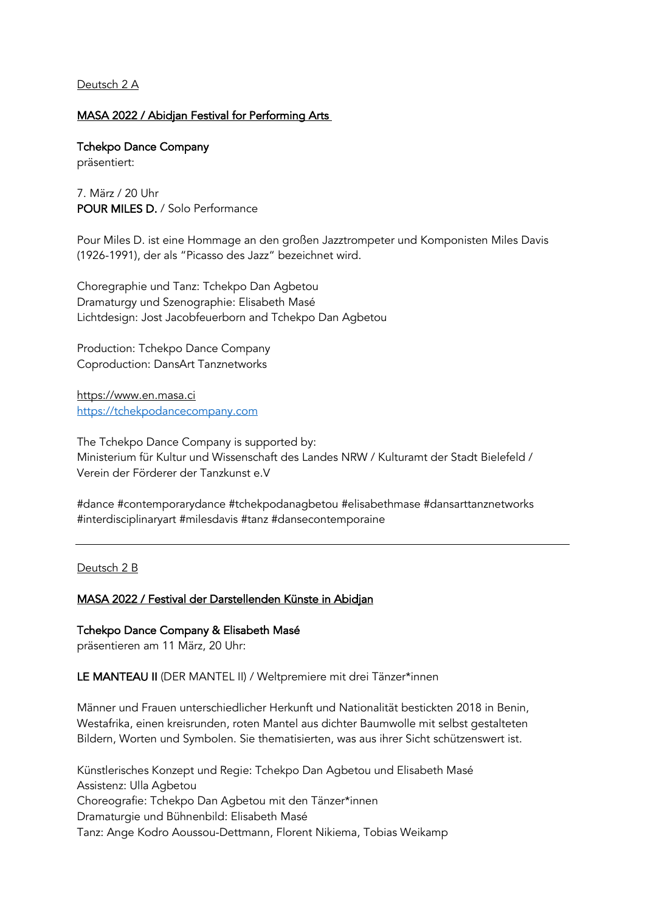Deutsch 2 A

## MASA 2022 / Abidjan Festival for Performing Arts

**Tchekpo Dance Company**
präsentiert:

7. März / 20 Uhr
**POUR MILES D.** / Solo Performance

Pour Miles D. ist eine Hommage an den großen Jazztrompeter und Komponisten Miles Davis (1926-1991), der als "Picasso des Jazz" bezeichnet wird.

Choregraphie und Tanz: Tchekpo Dan Agbetou
Dramaturgy und Szenographie: Elisabeth Masé
Lichtdesign: Jost Jacobfeuerborn and Tchekpo Dan Agbetou

Production: Tchekpo Dance Company
Coproduction: DansArt Tanznetworks

https://www.en.masa.ci
https://tchekpodancecompany.com

The Tchekpo Dance Company is supported by:
Ministerium für Kultur und Wissenschaft des Landes NRW / Kulturamt der Stadt Bielefeld / Verein der Förderer der Tanzkunst e.V

#dance #contemporarydance #tchekpodanagbetou #elisabethmase #dansarttanznetworks #interdisciplinaryart #milesdavis #tanz #dansecontemporaine

---

Deutsch 2 B

## MASA 2022 / Festival der Darstellenden Künste in Abidjan

**Tchekpo Dance Company & Elisabeth Masé**
präsentieren am 11 März, 20 Uhr:

**LE MANTEAU II** (DER MANTEL II) / Weltpremiere mit drei Tänzer*innen

Männer und Frauen unterschiedlicher Herkunft und Nationalität bestickten 2018 in Benin, Westafrika, einen kreisrunden, roten Mantel aus dichter Baumwolle mit selbst gestalteten Bildern, Worten und Symbolen. Sie thematisierten, was aus ihrer Sicht schützenswert ist.

Künstlerisches Konzept und Regie: Tchekpo Dan Agbetou und Elisabeth Masé
Assistenz: Ulla Agbetou
Choreografie: Tchekpo Dan Agbetou mit den Tänzer*innen
Dramaturgie und Bühnenbild: Elisabeth Masé
Tanz: Ange Kodro Aoussou-Dettmann, Florent Nikiema, Tobias Weikamp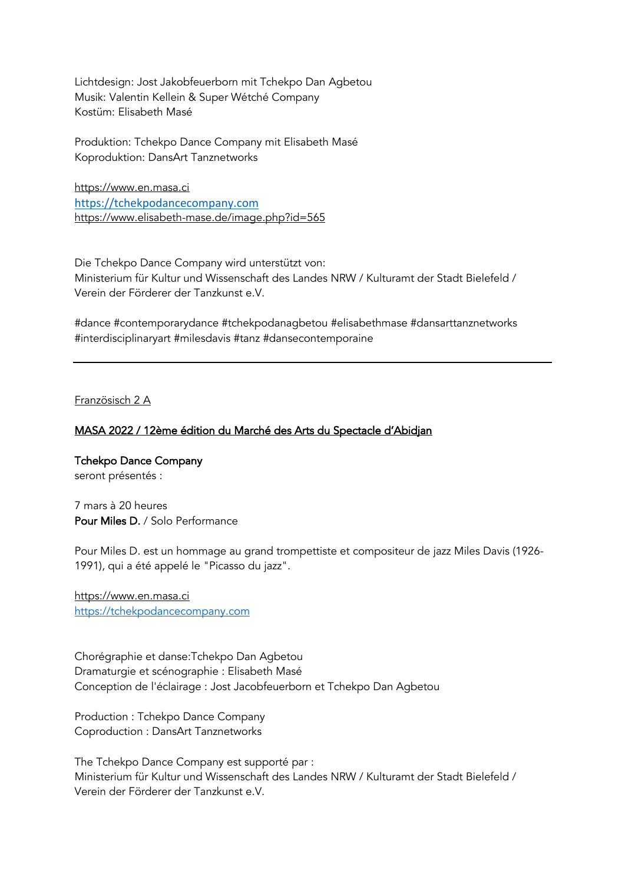Lichtdesign: Jost Jakobfeuerborn mit Tchekpo Dan Agbetou
Musik: Valentin Kellein & Super Wétché Company
Kostüm: Elisabeth Masé

Produktion: Tchekpo Dance Company mit Elisabeth Masé
Koproduktion: DansArt Tanznetworks

https://www.en.masa.ci
https://tchekpodancecompany.com
https://www.elisabeth-mase.de/image.php?id=565

Die Tchekpo Dance Company wird unterstützt von:
Ministerium für Kultur und Wissenschaft des Landes NRW / Kulturamt der Stadt Bielefeld / Verein der Förderer der Tanzkunst e.V.

#dance #contemporarydance #tchekpodanagbetou #elisabethmase #dansarttanznetworks #interdisciplinaryart #milesdavis #tanz #dansecontemporaine

---

Französisch 2 A

**MASA 2022 / 12ème édition du Marché des Arts du Spectacle d'Abidjan**

**Tchekpo Dance Company**
seront présentés :

7 mars à 20 heures
**Pour Miles D.** / Solo Performance

Pour Miles D. est un hommage au grand trompettiste et compositeur de jazz Miles Davis (1926-1991), qui a été appelé le "Picasso du jazz".

https://www.en.masa.ci
https://tchekpodancecompany.com

Chorégraphie et danse:Tchekpo Dan Agbetou
Dramaturgie et scénographie : Elisabeth Masé
Conception de l'éclairage : Jost Jacobfeuerborn et Tchekpo Dan Agbetou

Production : Tchekpo Dance Company
Coproduction : DansArt Tanznetworks

The Tchekpo Dance Company est supporté par :
Ministerium für Kultur und Wissenschaft des Landes NRW / Kulturamt der Stadt Bielefeld / Verein der Förderer der Tanzkunst e.V.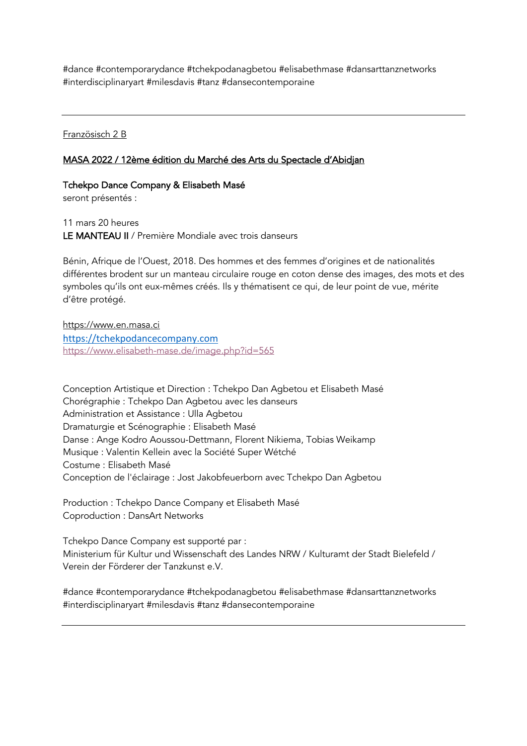#dance #contemporarydance #tchekpodanagbetou #elisabethmase #dansarttanznetworks #interdisciplinaryart #milesdavis #tanz #dansecontemporaine

---

Französisch 2 B

**MASA 2022 / 12ème édition du Marché des Arts du Spectacle d'Abidjan**

**Tchekpo Dance Company & Elisabeth Masé**
seront présentés :

11 mars 20 heures
**LE MANTEAU II** / Première Mondiale avec trois danseurs

Bénin, Afrique de l'Ouest, 2018. Des hommes et des femmes d'origines et de nationalités différentes brodent sur un manteau circulaire rouge en coton dense des images, des mots et des symboles qu'ils ont eux-mêmes créés. Ils y thématisent ce qui, de leur point de vue, mérite d'être protégé.

https://www.en.masa.ci
https://tchekpodancecompany.com
https://www.elisabeth-mase.de/image.php?id=565

Conception Artistique et Direction : Tchekpo Dan Agbetou et Elisabeth Masé
Chorégraphie : Tchekpo Dan Agbetou avec les danseurs
Administration et Assistance : Ulla Agbetou
Dramaturgie et Scénographie : Elisabeth Masé
Danse : Ange Kodro Aoussou-Dettmann, Florent Nikiema, Tobias Weikamp
Musique : Valentin Kellein avec la Société Super Wétché
Costume : Elisabeth Masé
Conception de l'éclairage : Jost Jakobfeuerborn avec Tchekpo Dan Agbetou

Production : Tchekpo Dance Company et Elisabeth Masé
Coproduction : DansArt Networks

Tchekpo Dance Company est supporté par :
Ministerium für Kultur und Wissenschaft des Landes NRW / Kulturamt der Stadt Bielefeld / Verein der Förderer der Tanzkunst e.V.

#dance #contemporarydance #tchekpodanagbetou #elisabethmase #dansarttanznetworks #interdisciplinaryart #milesdavis #tanz #dansecontemporaine

---